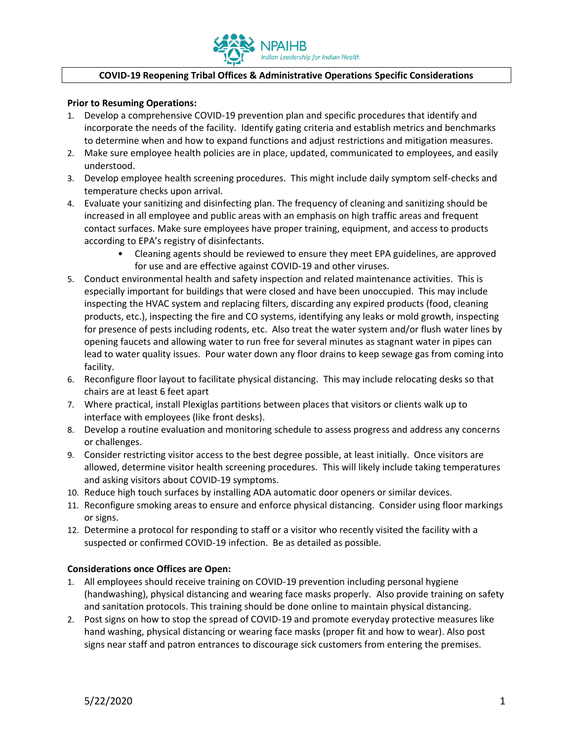NPAIHB
*Indian Leadership for Indian Health*

# COVID-19 Reopening Tribal Offices & Administrative Operations Specific Considerations

**Prior to Resuming Operations:**

1. Develop a comprehensive COVID-19 prevention plan and specific procedures that identify and incorporate the needs of the facility. Identify gating criteria and establish metrics and benchmarks to determine when and how to expand functions and adjust restrictions and mitigation measures.
2. Make sure employee health policies are in place, updated, communicated to employees, and easily understood.
3. Develop employee health screening procedures. This might include daily symptom self-checks and temperature checks upon arrival.
4. Evaluate your sanitizing and disinfecting plan. The frequency of cleaning and sanitizing should be increased in all employee and public areas with an emphasis on high traffic areas and frequent contact surfaces. Make sure employees have proper training, equipment, and access to products according to EPA's registry of disinfectants.
   - Cleaning agents should be reviewed to ensure they meet EPA guidelines, are approved for use and are effective against COVID-19 and other viruses.
5. Conduct environmental health and safety inspection and related maintenance activities. This is especially important for buildings that were closed and have been unoccupied. This may include inspecting the HVAC system and replacing filters, discarding any expired products (food, cleaning products, etc.), inspecting the fire and CO systems, identifying any leaks or mold growth, inspecting for presence of pests including rodents, etc. Also treat the water system and/or flush water lines by opening faucets and allowing water to run free for several minutes as stagnant water in pipes can lead to water quality issues. Pour water down any floor drains to keep sewage gas from coming into facility.
6. Reconfigure floor layout to facilitate physical distancing. This may include relocating desks so that chairs are at least 6 feet apart
7. Where practical, install Plexiglas partitions between places that visitors or clients walk up to interface with employees (like front desks).
8. Develop a routine evaluation and monitoring schedule to assess progress and address any concerns or challenges.
9. Consider restricting visitor access to the best degree possible, at least initially. Once visitors are allowed, determine visitor health screening procedures. This will likely include taking temperatures and asking visitors about COVID-19 symptoms.
10. Reduce high touch surfaces by installing ADA automatic door openers or similar devices.
11. Reconfigure smoking areas to ensure and enforce physical distancing. Consider using floor markings or signs.
12. Determine a protocol for responding to staff or a visitor who recently visited the facility with a suspected or confirmed COVID-19 infection. Be as detailed as possible.

**Considerations once Offices are Open:**

1. All employees should receive training on COVID-19 prevention including personal hygiene (handwashing), physical distancing and wearing face masks properly. Also provide training on safety and sanitation protocols. This training should be done online to maintain physical distancing.
2. Post signs on how to stop the spread of COVID-19 and promote everyday protective measures like hand washing, physical distancing or wearing face masks (proper fit and how to wear). Also post signs near staff and patron entrances to discourage sick customers from entering the premises.

5/22/2020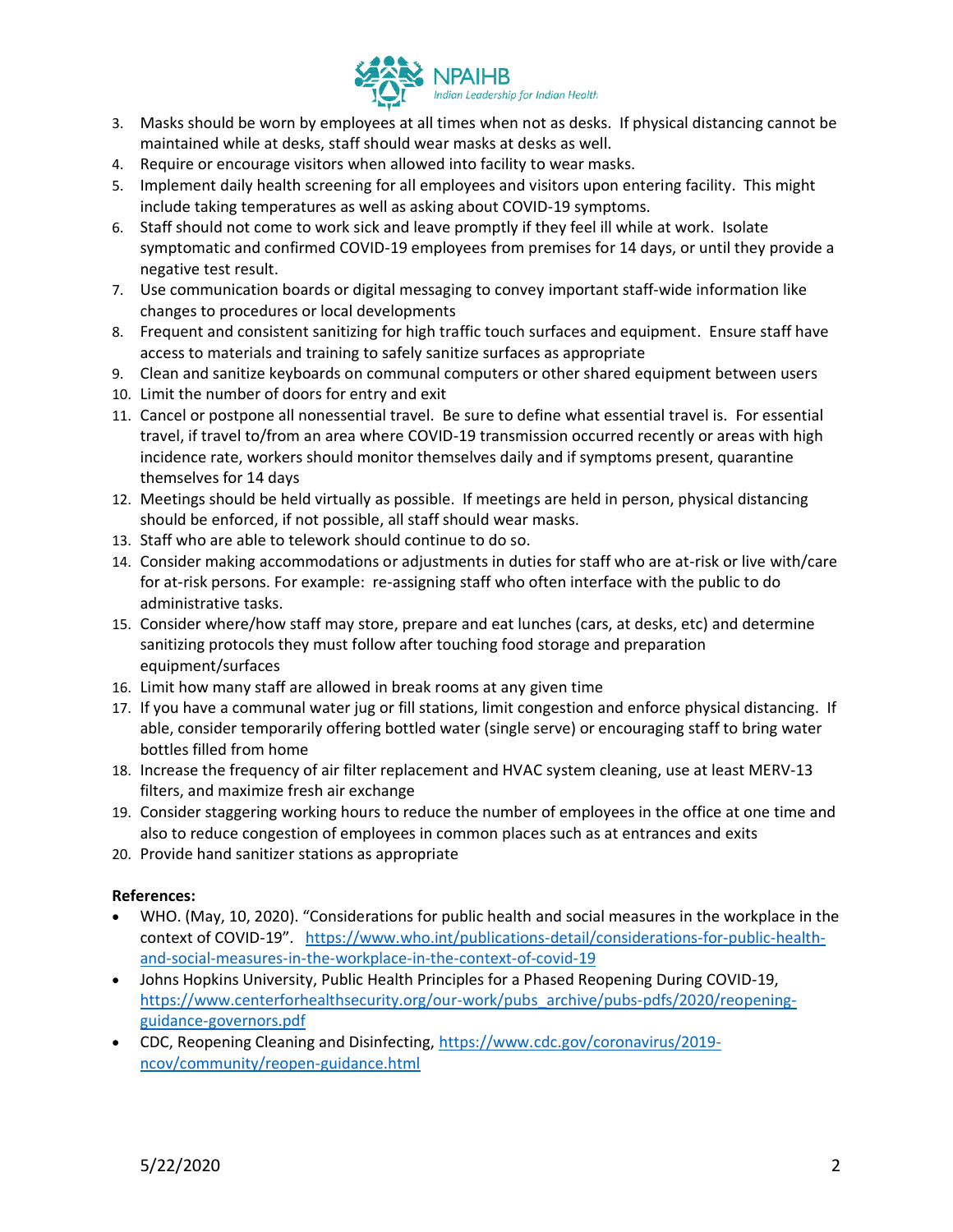3. Masks should be worn by employees at all times when not as desks. If physical distancing cannot be maintained while at desks, staff should wear masks at desks as well.
4. Require or encourage visitors when allowed into facility to wear masks.
5. Implement daily health screening for all employees and visitors upon entering facility. This might include taking temperatures as well as asking about COVID-19 symptoms.
6. Staff should not come to work sick and leave promptly if they feel ill while at work. Isolate symptomatic and confirmed COVID-19 employees from premises for 14 days, or until they provide a negative test result.
7. Use communication boards or digital messaging to convey important staff-wide information like changes to procedures or local developments
8. Frequent and consistent sanitizing for high traffic touch surfaces and equipment. Ensure staff have access to materials and training to safely sanitize surfaces as appropriate
9. Clean and sanitize keyboards on communal computers or other shared equipment between users
10. Limit the number of doors for entry and exit
11. Cancel or postpone all nonessential travel. Be sure to define what essential travel is. For essential travel, if travel to/from an area where COVID-19 transmission occurred recently or areas with high incidence rate, workers should monitor themselves daily and if symptoms present, quarantine themselves for 14 days
12. Meetings should be held virtually as possible. If meetings are held in person, physical distancing should be enforced, if not possible, all staff should wear masks.
13. Staff who are able to telework should continue to do so.
14. Consider making accommodations or adjustments in duties for staff who are at-risk or live with/care for at-risk persons. For example: re-assigning staff who often interface with the public to do administrative tasks.
15. Consider where/how staff may store, prepare and eat lunches (cars, at desks, etc) and determine sanitizing protocols they must follow after touching food storage and preparation equipment/surfaces
16. Limit how many staff are allowed in break rooms at any given time
17. If you have a communal water jug or fill stations, limit congestion and enforce physical distancing. If able, consider temporarily offering bottled water (single serve) or encouraging staff to bring water bottles filled from home
18. Increase the frequency of air filter replacement and HVAC system cleaning, use at least MERV-13 filters, and maximize fresh air exchange
19. Consider staggering working hours to reduce the number of employees in the office at one time and also to reduce congestion of employees in common places such as at entrances and exits
20. Provide hand sanitizer stations as appropriate

**References:**

- WHO. (May, 10, 2020). "Considerations for public health and social measures in the workplace in the context of COVID-19". https://www.who.int/publications-detail/considerations-for-public-health-and-social-measures-in-the-workplace-in-the-context-of-covid-19
- Johns Hopkins University, Public Health Principles for a Phased Reopening During COVID-19, https://www.centerforhealthsecurity.org/our-work/pubs_archive/pubs-pdfs/2020/reopening-guidance-governors.pdf
- CDC, Reopening Cleaning and Disinfecting, https://www.cdc.gov/coronavirus/2019-ncov/community/reopen-guidance.html

5/22/2020